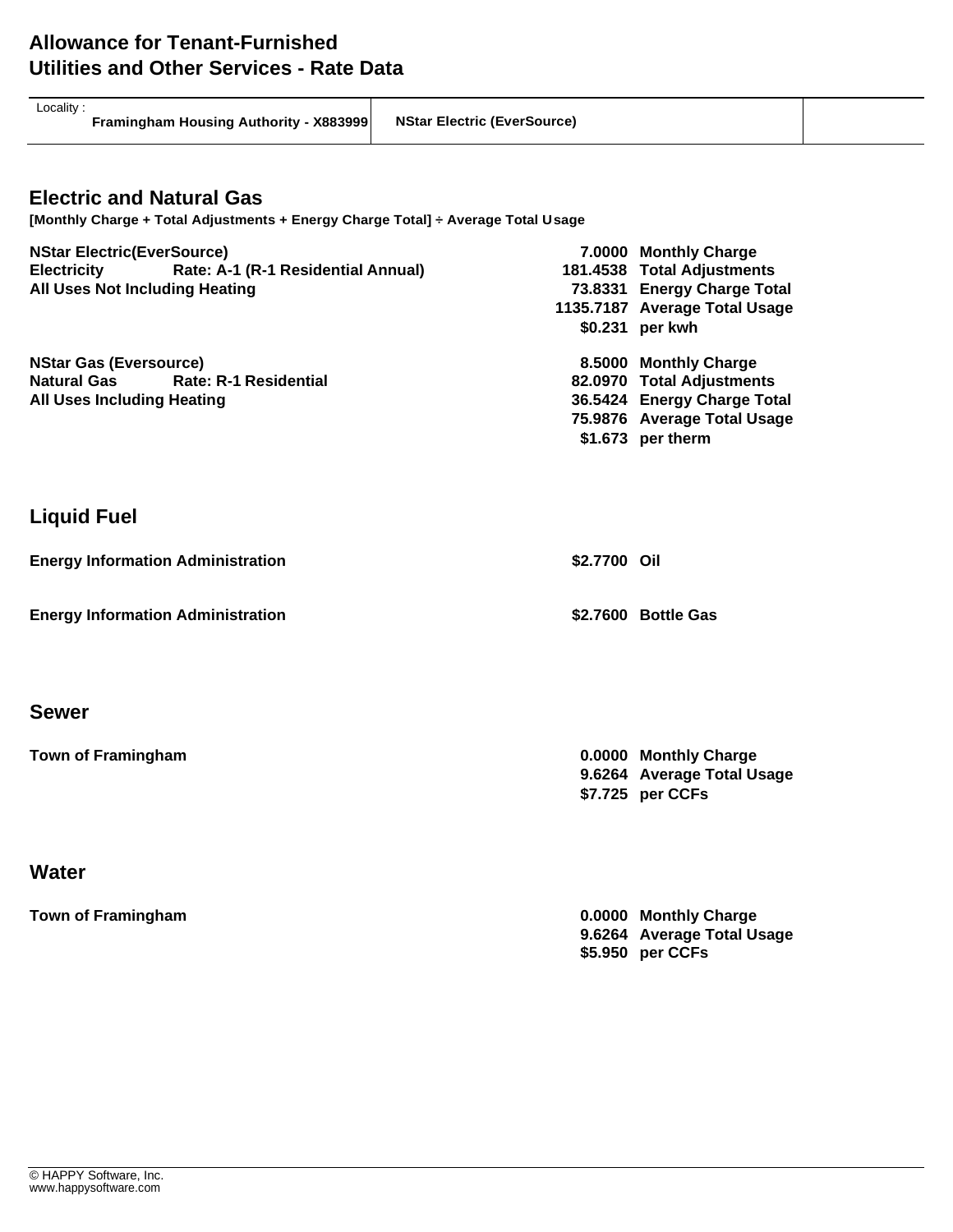# Allowance for Tenant-Furnished Utilities and Other Services - Rate Data

| Locality : Framingham Housing Authority - X883999 | NStar Electric (EverSource) | |
|---|---|---|

## Electric and Natural Gas

**[Monthly Charge + Total Adjustments + Energy Charge Total] ÷ Average Total Usage**

| | | | |
|---|---|---|---|
| **NStar Electric(EverSource)** | | 7.0000 | Monthly Charge |
| **Electricity** | **Rate: A-1 (R-1 Residential Annual)** | 181.4538 | Total Adjustments |
| **All Uses Not Including Heating** | | 73.8331 | Energy Charge Total |
| | | 1135.7187 | Average Total Usage |
| | | $0.231 | per kwh |
| **NStar Gas (Eversource)** | | 8.5000 | Monthly Charge |
| **Natural Gas** | **Rate: R-1 Residential** | 82.0970 | Total Adjustments |
| **All Uses Including Heating** | | 36.5424 | Energy Charge Total |
| | | 75.9876 | Average Total Usage |
| | | $1.673 | per therm |

## Liquid Fuel

| | | |
|---|---|---|
| **Energy Information Administration** | $2.7700 | Oil |
| **Energy Information Administration** | $2.7600 | Bottle Gas |

## Sewer

| | | |
|---|---|---|
| **Town of Framingham** | 0.0000 | Monthly Charge |
| | 9.6264 | Average Total Usage |
| | $7.725 | per CCFs |

## Water

| | | |
|---|---|---|
| **Town of Framingham** | 0.0000 | Monthly Charge |
| | 9.6264 | Average Total Usage |
| | $5.950 | per CCFs |

© HAPPY Software, Inc.
www.happysoftware.com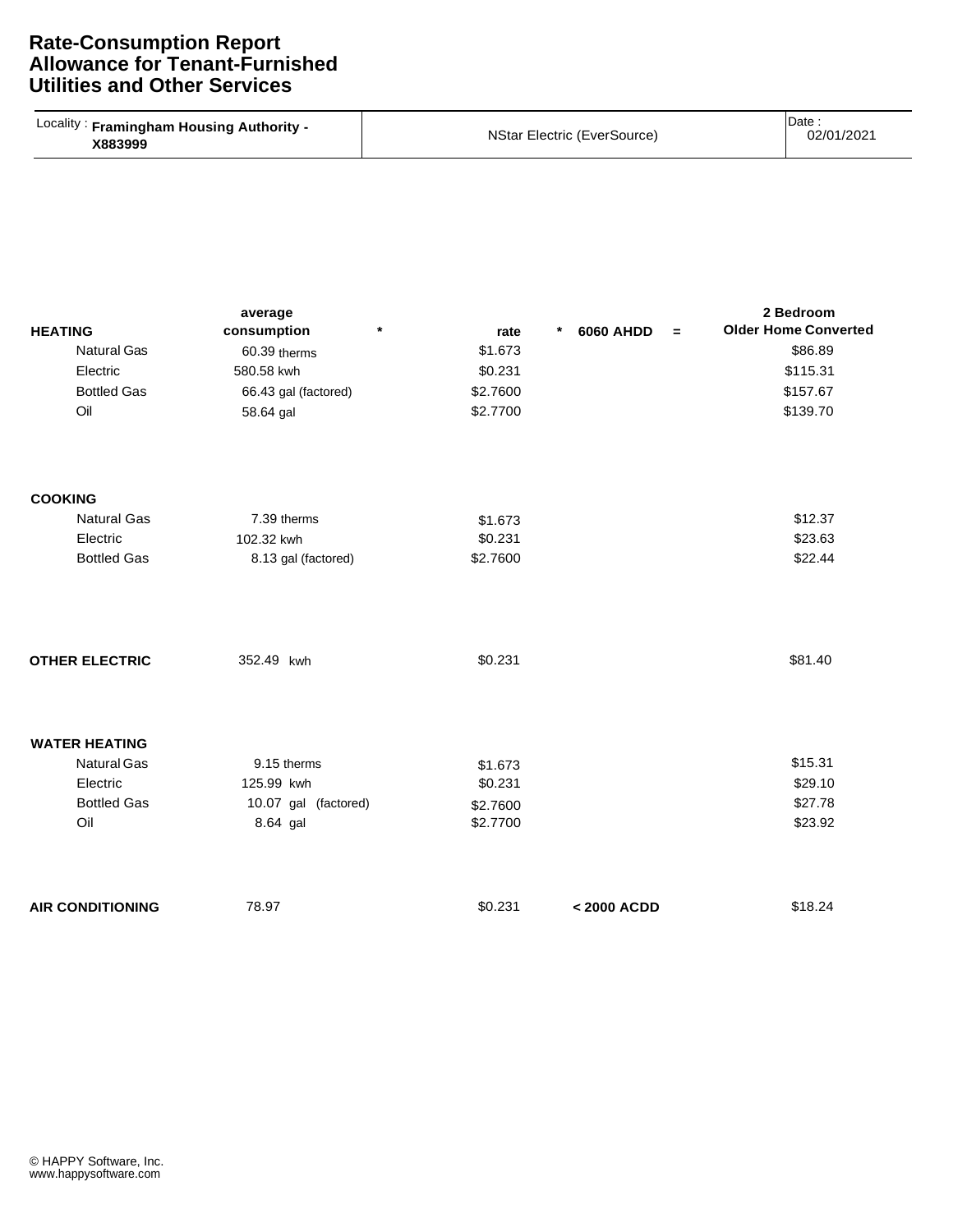# Rate-Consumption Report
# Allowance for Tenant-Furnished Utilities and Other Services

| Locality : **Framingham Housing Authority - X883999** | NStar Electric (EverSource) | Date : 02/01/2021 |
|---|---|---|

| | average consumption | * | rate | * 6060 AHDD = | 2 Bedroom Older Home Converted |
|---|---|---|---|---|---|
| **HEATING** | | | | | |
| Natural Gas | 60.39 therms | | $1.673 | | $86.89 |
| Electric | 580.58 kwh | | $0.231 | | $115.31 |
| Bottled Gas | 66.43 gal (factored) | | $2.7600 | | $157.67 |
| Oil | 58.64 gal | | $2.7700 | | $139.70 |
| **COOKING** | | | | | |
| Natural Gas | 7.39 therms | | $1.673 | | $12.37 |
| Electric | 102.32 kwh | | $0.231 | | $23.63 |
| Bottled Gas | 8.13 gal (factored) | | $2.7600 | | $22.44 |
| **OTHER ELECTRIC** | 352.49 kwh | | $0.231 | | $81.40 |
| **WATER HEATING** | | | | | |
| Natural Gas | 9.15 therms | | $1.673 | | $15.31 |
| Electric | 125.99 kwh | | $0.231 | | $29.10 |
| Bottled Gas | 10.07 gal (factored) | | $2.7600 | | $27.78 |
| Oil | 8.64 gal | | $2.7700 | | $23.92 |
| **AIR CONDITIONING** | 78.97 | | $0.231 | **< 2000 ACDD** | $18.24 |

© HAPPY Software, Inc.
www.happysoftware.com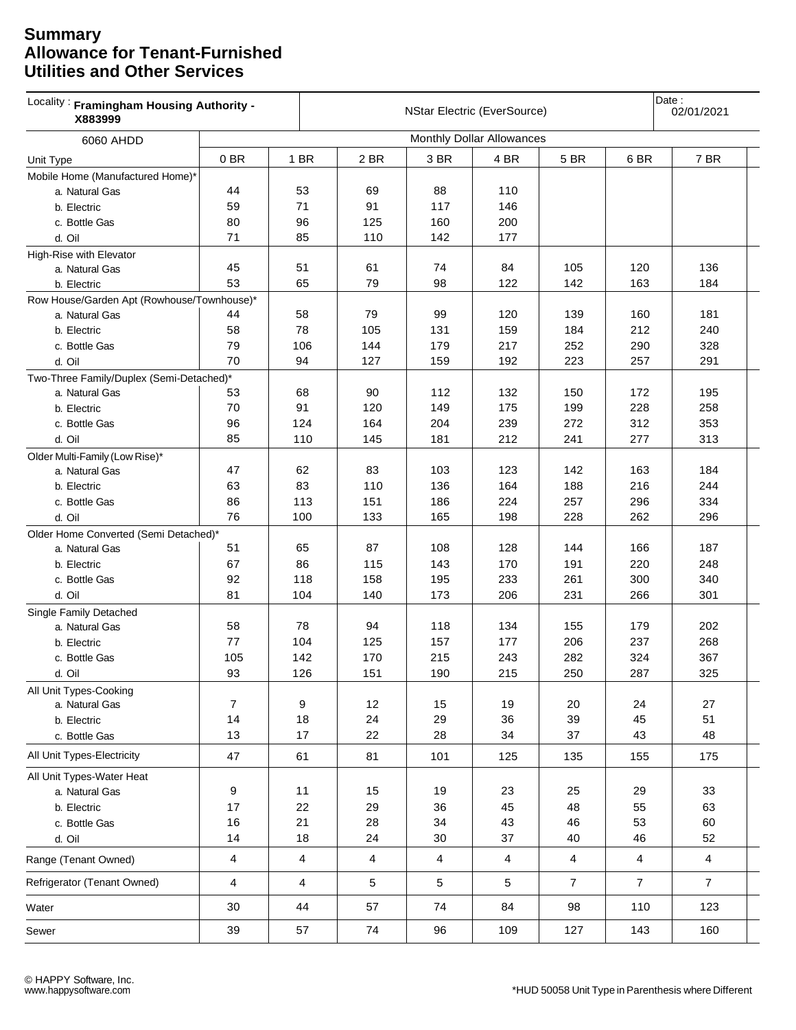# Summary
# Allowance for Tenant-Furnished Utilities and Other Services

| Locality : **Framingham Housing Authority - X883999** | NStar Electric (EverSource) | | | | | | | Date : 02/01/2021 |
|---|---|---|---|---|---|---|---|---|
| 6060 AHDD | Monthly Dollar Allowances | | | | | | | |
| Unit Type | 0 BR | 1 BR | 2 BR | 3 BR | 4 BR | 5 BR | 6 BR | 7 BR |
| Mobile Home (Manufactured Home)* | | | | | | | | |
| a. Natural Gas | 44 | 53 | 69 | 88 | 110 | | | |
| b. Electric | 59 | 71 | 91 | 117 | 146 | | | |
| c. Bottle Gas | 80 | 96 | 125 | 160 | 200 | | | |
| d. Oil | 71 | 85 | 110 | 142 | 177 | | | |
| High-Rise with Elevator | | | | | | | | |
| a. Natural Gas | 45 | 51 | 61 | 74 | 84 | 105 | 120 | 136 |
| b. Electric | 53 | 65 | 79 | 98 | 122 | 142 | 163 | 184 |
| Row House/Garden Apt (Rowhouse/Townhouse)* | | | | | | | | |
| a. Natural Gas | 44 | 58 | 79 | 99 | 120 | 139 | 160 | 181 |
| b. Electric | 58 | 78 | 105 | 131 | 159 | 184 | 212 | 240 |
| c. Bottle Gas | 79 | 106 | 144 | 179 | 217 | 252 | 290 | 328 |
| d. Oil | 70 | 94 | 127 | 159 | 192 | 223 | 257 | 291 |
| Two-Three Family/Duplex (Semi-Detached)* | | | | | | | | |
| a. Natural Gas | 53 | 68 | 90 | 112 | 132 | 150 | 172 | 195 |
| b. Electric | 70 | 91 | 120 | 149 | 175 | 199 | 228 | 258 |
| c. Bottle Gas | 96 | 124 | 164 | 204 | 239 | 272 | 312 | 353 |
| d. Oil | 85 | 110 | 145 | 181 | 212 | 241 | 277 | 313 |
| Older Multi-Family (Low Rise)* | | | | | | | | |
| a. Natural Gas | 47 | 62 | 83 | 103 | 123 | 142 | 163 | 184 |
| b. Electric | 63 | 83 | 110 | 136 | 164 | 188 | 216 | 244 |
| c. Bottle Gas | 86 | 113 | 151 | 186 | 224 | 257 | 296 | 334 |
| d. Oil | 76 | 100 | 133 | 165 | 198 | 228 | 262 | 296 |
| Older Home Converted (Semi Detached)* | | | | | | | | |
| a. Natural Gas | 51 | 65 | 87 | 108 | 128 | 144 | 166 | 187 |
| b. Electric | 67 | 86 | 115 | 143 | 170 | 191 | 220 | 248 |
| c. Bottle Gas | 92 | 118 | 158 | 195 | 233 | 261 | 300 | 340 |
| d. Oil | 81 | 104 | 140 | 173 | 206 | 231 | 266 | 301 |
| Single Family Detached | | | | | | | | |
| a. Natural Gas | 58 | 78 | 94 | 118 | 134 | 155 | 179 | 202 |
| b. Electric | 77 | 104 | 125 | 157 | 177 | 206 | 237 | 268 |
| c. Bottle Gas | 105 | 142 | 170 | 215 | 243 | 282 | 324 | 367 |
| d. Oil | 93 | 126 | 151 | 190 | 215 | 250 | 287 | 325 |
| All Unit Types-Cooking | | | | | | | | |
| a. Natural Gas | 7 | 9 | 12 | 15 | 19 | 20 | 24 | 27 |
| b. Electric | 14 | 18 | 24 | 29 | 36 | 39 | 45 | 51 |
| c. Bottle Gas | 13 | 17 | 22 | 28 | 34 | 37 | 43 | 48 |
| All Unit Types-Electricity | 47 | 61 | 81 | 101 | 125 | 135 | 155 | 175 |
| All Unit Types-Water Heat | | | | | | | | |
| a. Natural Gas | 9 | 11 | 15 | 19 | 23 | 25 | 29 | 33 |
| b. Electric | 17 | 22 | 29 | 36 | 45 | 48 | 55 | 63 |
| c. Bottle Gas | 16 | 21 | 28 | 34 | 43 | 46 | 53 | 60 |
| d. Oil | 14 | 18 | 24 | 30 | 37 | 40 | 46 | 52 |
| Range (Tenant Owned) | 4 | 4 | 4 | 4 | 4 | 4 | 4 | 4 |
| Refrigerator (Tenant Owned) | 4 | 4 | 5 | 5 | 5 | 7 | 7 | 7 |
| Water | 30 | 44 | 57 | 74 | 84 | 98 | 110 | 123 |
| Sewer | 39 | 57 | 74 | 96 | 109 | 127 | 143 | 160 |

© HAPPY Software, Inc.
www.happysoftware.com

*HUD 50058 Unit Type in Parenthesis where Different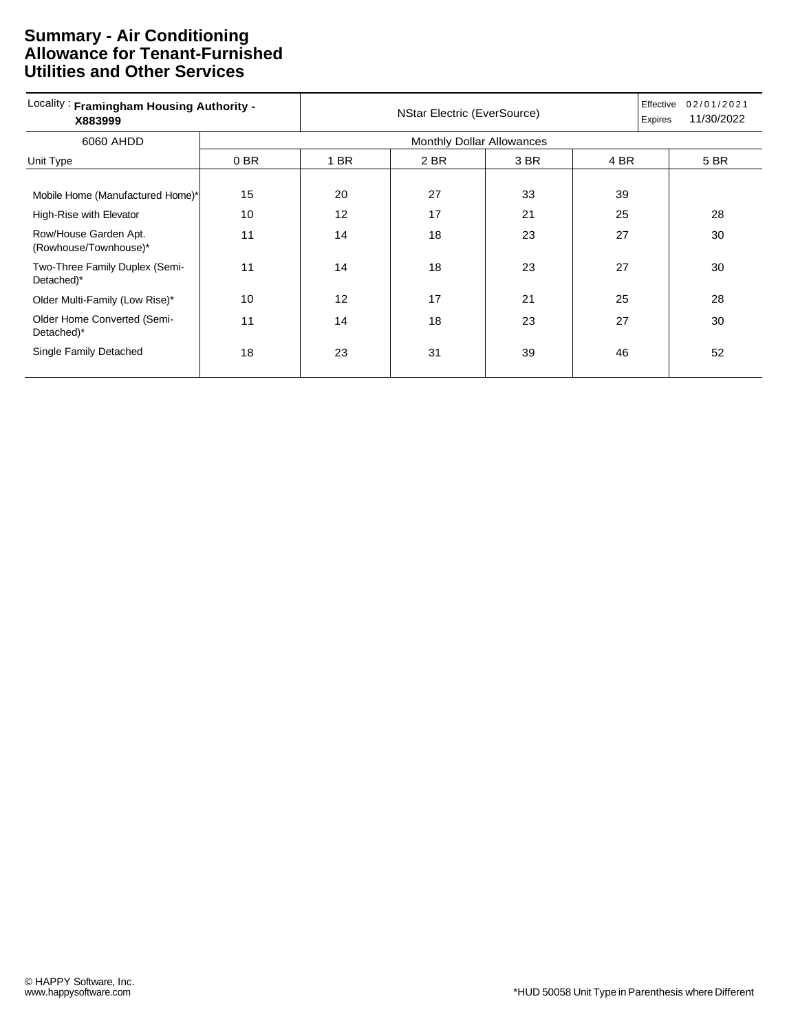# Summary - Air Conditioning Allowance for Tenant-Furnished Utilities and Other Services

| Locality : **Framingham Housing Authority - X883999** | NStar Electric (EverSource) | | | | | Effective 02/01/2021 Expires 11/30/2022 |
|---|---|---|---|---|---|---|
| 6060 AHDD | Monthly Dollar Allowances | | | | | |
| Unit Type | 0 BR | 1 BR | 2 BR | 3 BR | 4 BR | 5 BR |
| Mobile Home (Manufactured Home)* | 15 | 20 | 27 | 33 | 39 | |
| High-Rise with Elevator | 10 | 12 | 17 | 21 | 25 | 28 |
| Row/House Garden Apt. (Rowhouse/Townhouse)* | 11 | 14 | 18 | 23 | 27 | 30 |
| Two-Three Family Duplex (Semi-Detached)* | 11 | 14 | 18 | 23 | 27 | 30 |
| Older Multi-Family (Low Rise)* | 10 | 12 | 17 | 21 | 25 | 28 |
| Older Home Converted (Semi-Detached)* | 11 | 14 | 18 | 23 | 27 | 30 |
| Single Family Detached | 18 | 23 | 31 | 39 | 46 | 52 |

© HAPPY Software, Inc.
www.happysoftware.com

*HUD 50058 Unit Type in Parenthesis where Different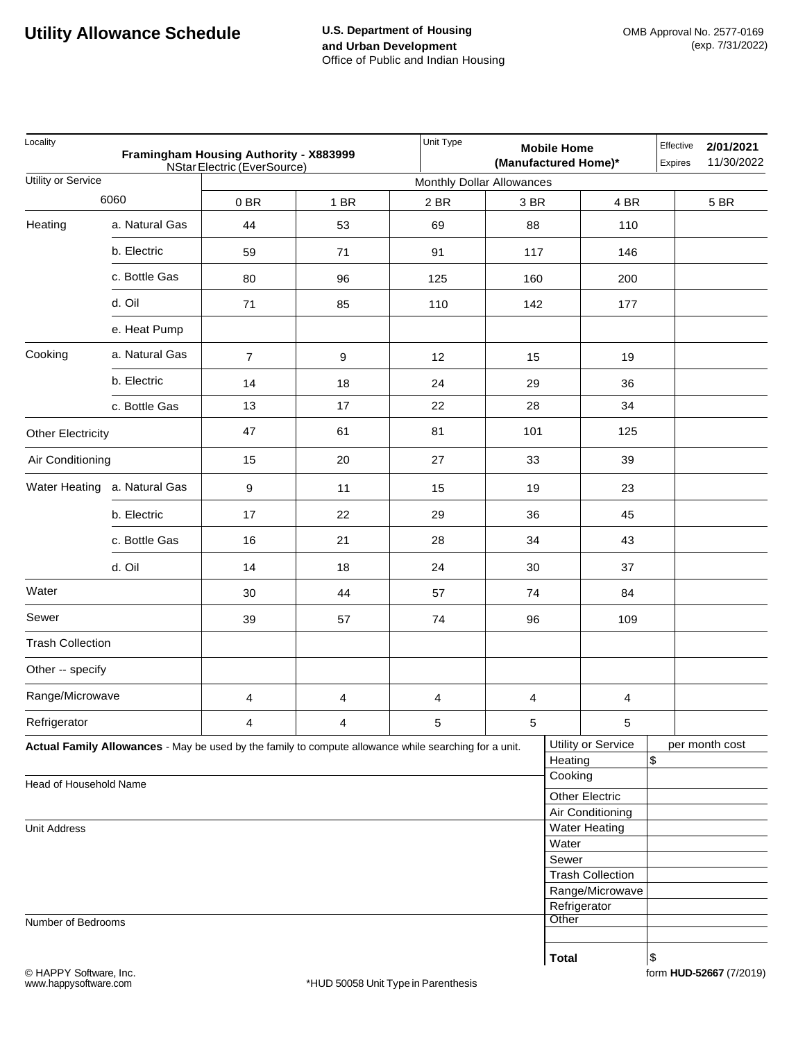# Utility Allowance Schedule

**U.S. Department of Housing and Urban Development**
Office of Public and Indian Housing

OMB Approval No. 2577-0169
(exp. 7/31/2022)

| Locality | | Unit Type | Effective | Expires |
|---|---|---|---|---|
| **Framingham Housing Authority - X883999** NStar Electric (EverSource) | | **Mobile Home (Manufactured Home)*** | **2/01/2021** | 11/30/2022 |

| Utility or Service | | Monthly Dollar Allowances | | | | | |
|---|---|---|---|---|---|---|---|
| 6060 | | 0 BR | 1 BR | 2 BR | 3 BR | 4 BR | 5 BR |
| Heating | a. Natural Gas | 44 | 53 | 69 | 88 | 110 | |
| | b. Electric | 59 | 71 | 91 | 117 | 146 | |
| | c. Bottle Gas | 80 | 96 | 125 | 160 | 200 | |
| | d. Oil | 71 | 85 | 110 | 142 | 177 | |
| | e. Heat Pump | | | | | | |
| Cooking | a. Natural Gas | 7 | 9 | 12 | 15 | 19 | |
| | b. Electric | 14 | 18 | 24 | 29 | 36 | |
| | c. Bottle Gas | 13 | 17 | 22 | 28 | 34 | |
| Other Electricity | | 47 | 61 | 81 | 101 | 125 | |
| Air Conditioning | | 15 | 20 | 27 | 33 | 39 | |
| Water Heating | a. Natural Gas | 9 | 11 | 15 | 19 | 23 | |
| | b. Electric | 17 | 22 | 29 | 36 | 45 | |
| | c. Bottle Gas | 16 | 21 | 28 | 34 | 43 | |
| | d. Oil | 14 | 18 | 24 | 30 | 37 | |
| Water | | 30 | 44 | 57 | 74 | 84 | |
| Sewer | | 39 | 57 | 74 | 96 | 109 | |
| Trash Collection | | | | | | | |
| Other -- specify | | | | | | | |
| Range/Microwave | | 4 | 4 | 4 | 4 | 4 | |
| Refrigerator | | 4 | 4 | 5 | 5 | 5 | |

**Actual Family Allowances** - May be used by the family to compute allowance while searching for a unit.

Head of Household Name

Unit Address

Number of Bedrooms

| Utility or Service | per month cost |
|---|---|
| Heating | $ |
| Cooking | |
| Other Electric | |
| Air Conditioning | |
| Water Heating | |
| Water | |
| Sewer | |
| Trash Collection | |
| Range/Microwave | |
| Refrigerator | |
| Other | |
| | |
| **Total** | $ |

© HAPPY Software, Inc.
www.happysoftware.com

*HUD 50058 Unit Type in Parenthesis

form **HUD-52667** (7/2019)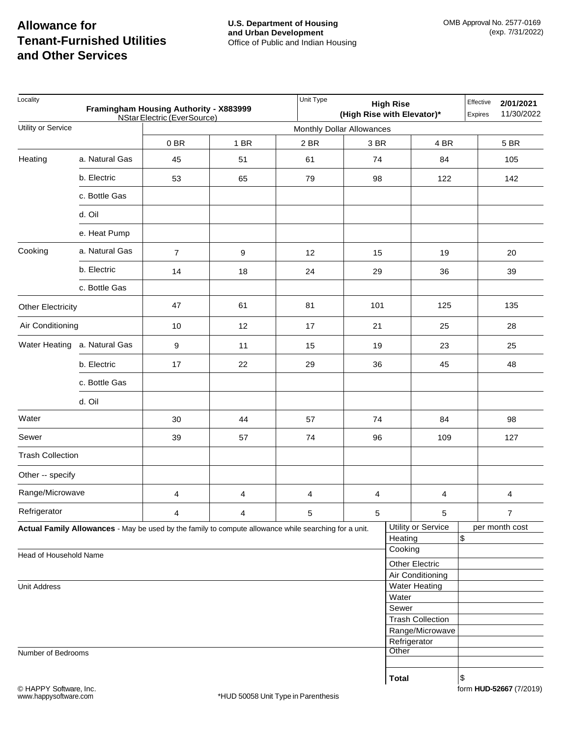# Allowance for Tenant-Furnished Utilities and Other Services

**U.S. Department of Housing and Urban Development**
Office of Public and Indian Housing

OMB Approval No. 2577-0169
(exp. 7/31/2022)

| Locality | | Unit Type | | Effective | Expires |
|---|---|---|---|---|---|
| **Framingham Housing Authority - X883999** NStar Electric (EverSource) | | **High Rise (High Rise with Elevator)*** | | **2/01/2021** | 11/30/2022 |

| Utility or Service | | Monthly Dollar Allowances | | | | | |
|---|---|---|---|---|---|---|---|
| | | 0 BR | 1 BR | 2 BR | 3 BR | 4 BR | 5 BR |
| Heating | a. Natural Gas | 45 | 51 | 61 | 74 | 84 | 105 |
| | b. Electric | 53 | 65 | 79 | 98 | 122 | 142 |
| | c. Bottle Gas | | | | | | |
| | d. Oil | | | | | | |
| | e. Heat Pump | | | | | | |
| Cooking | a. Natural Gas | 7 | 9 | 12 | 15 | 19 | 20 |
| | b. Electric | 14 | 18 | 24 | 29 | 36 | 39 |
| | c. Bottle Gas | | | | | | |
| Other Electricity | | 47 | 61 | 81 | 101 | 125 | 135 |
| Air Conditioning | | 10 | 12 | 17 | 21 | 25 | 28 |
| Water Heating | a. Natural Gas | 9 | 11 | 15 | 19 | 23 | 25 |
| | b. Electric | 17 | 22 | 29 | 36 | 45 | 48 |
| | c. Bottle Gas | | | | | | |
| | d. Oil | | | | | | |
| Water | | 30 | 44 | 57 | 74 | 84 | 98 |
| Sewer | | 39 | 57 | 74 | 96 | 109 | 127 |
| Trash Collection | | | | | | | |
| Other -- specify | | | | | | | |
| Range/Microwave | | 4 | 4 | 4 | 4 | 4 | 4 |
| Refrigerator | | 4 | 4 | 5 | 5 | 5 | 7 |

**Actual Family Allowances** - May be used by the family to compute allowance while searching for a unit.

Head of Household Name

Unit Address

Number of Bedrooms

| Utility or Service | per month cost |
|---|---|
| Heating | $ |
| Cooking | |
| Other Electric | |
| Air Conditioning | |
| Water Heating | |
| Water | |
| Sewer | |
| Trash Collection | |
| Range/Microwave | |
| Refrigerator | |
| Other | |
| | |
| **Total** | $ |

© HAPPY Software, Inc.
www.happysoftware.com

*HUD 50058 Unit Type in Parenthesis

form **HUD-52667** (7/2019)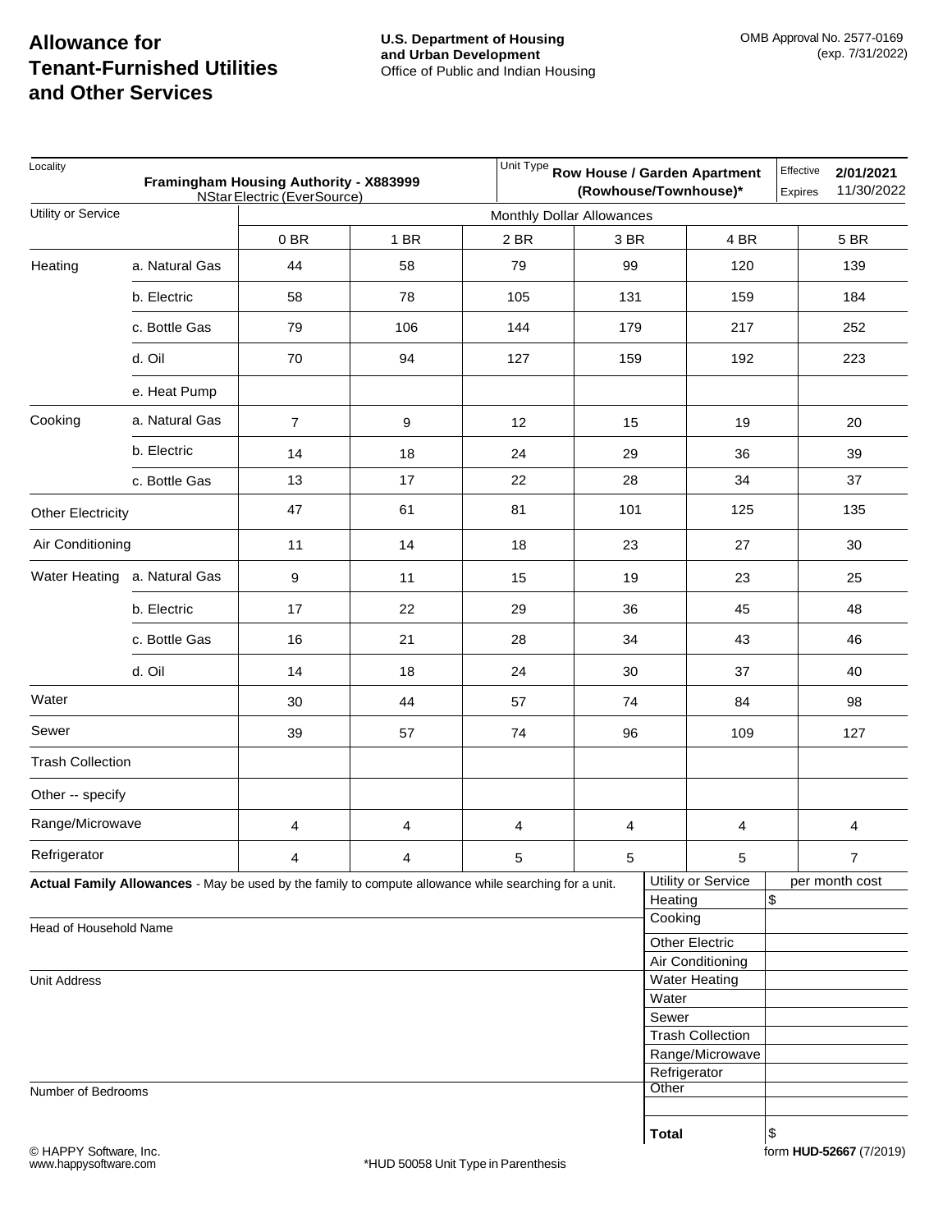# Allowance for Tenant-Furnished Utilities and Other Services

**U.S. Department of Housing and Urban Development**
Office of Public and Indian Housing

OMB Approval No. 2577-0169 (exp. 7/31/2022)

| Locality | | Framingham Housing Authority - X883999<br>NStar Electric (EverSource) | | Unit Type | Row House / Garden Apartment (Rowhouse/Townhouse)* | Effective | 2/01/2021 |
|---|---|---|---|---|---|---|---|
| | | | | | | Expires | 11/30/2022 |

| Utility or Service | | Monthly Dollar Allowances | | | | | |
|---|---|---|---|---|---|---|---|
| | | 0 BR | 1 BR | 2 BR | 3 BR | 4 BR | 5 BR |
| Heating | a. Natural Gas | 44 | 58 | 79 | 99 | 120 | 139 |
| | b. Electric | 58 | 78 | 105 | 131 | 159 | 184 |
| | c. Bottle Gas | 79 | 106 | 144 | 179 | 217 | 252 |
| | d. Oil | 70 | 94 | 127 | 159 | 192 | 223 |
| | e. Heat Pump | | | | | | |
| Cooking | a. Natural Gas | 7 | 9 | 12 | 15 | 19 | 20 |
| | b. Electric | 14 | 18 | 24 | 29 | 36 | 39 |
| | c. Bottle Gas | 13 | 17 | 22 | 28 | 34 | 37 |
| Other Electricity | | 47 | 61 | 81 | 101 | 125 | 135 |
| Air Conditioning | | 11 | 14 | 18 | 23 | 27 | 30 |
| Water Heating | a. Natural Gas | 9 | 11 | 15 | 19 | 23 | 25 |
| | b. Electric | 17 | 22 | 29 | 36 | 45 | 48 |
| | c. Bottle Gas | 16 | 21 | 28 | 34 | 43 | 46 |
| | d. Oil | 14 | 18 | 24 | 30 | 37 | 40 |
| Water | | 30 | 44 | 57 | 74 | 84 | 98 |
| Sewer | | 39 | 57 | 74 | 96 | 109 | 127 |
| Trash Collection | | | | | | | |
| Other -- specify | | | | | | | |
| Range/Microwave | | 4 | 4 | 4 | 4 | 4 | 4 |
| Refrigerator | | 4 | 4 | 5 | 5 | 5 | 7 |

**Actual Family Allowances** - May be used by the family to compute allowance while searching for a unit.

Head of Household Name

Unit Address

Number of Bedrooms

| Utility or Service | per month cost |
|---|---|
| Heating | $ |
| Cooking | |
| Other Electric | |
| Air Conditioning | |
| Water Heating | |
| Water | |
| Sewer | |
| Trash Collection | |
| Range/Microwave | |
| Refrigerator | |
| Other | |
| | |
| **Total** | $ |

© HAPPY Software, Inc.
www.happysoftware.com

*HUD 50058 Unit Type in Parenthesis

form **HUD-52667** (7/2019)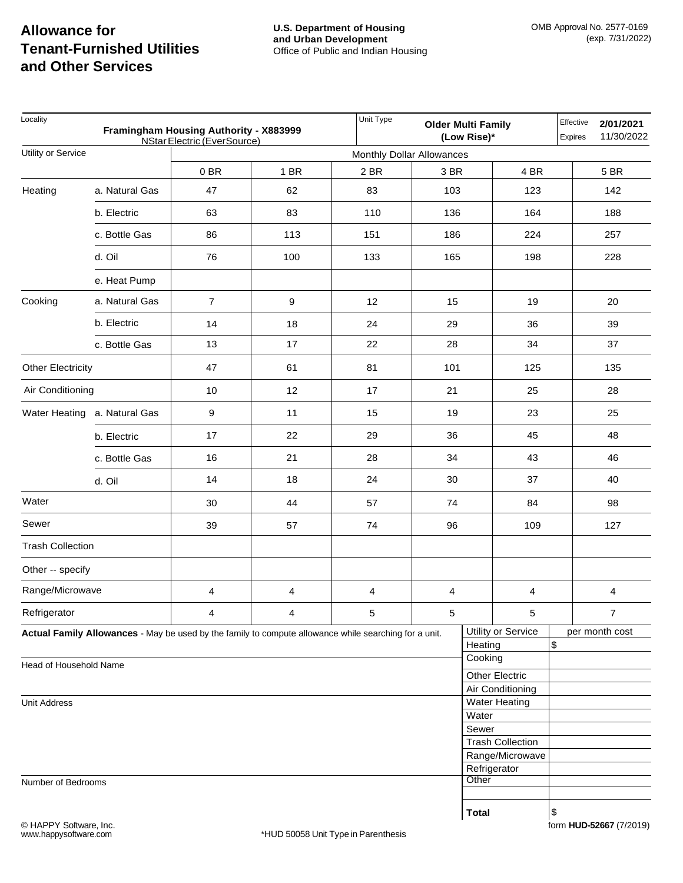# Allowance for Tenant-Furnished Utilities and Other Services

**U.S. Department of Housing and Urban Development**
Office of Public and Indian Housing

OMB Approval No. 2577-0169
(exp. 7/31/2022)

| Locality | | Unit Type | | Effective | Expires |
|---|---|---|---|---|---|
| **Framingham Housing Authority - X883999** NStar Electric (EverSource) | | **Older Multi Family (Low Rise)*** | | **2/01/2021** | 11/30/2022 |

| Utility or Service | | Monthly Dollar Allowances | | | | | |
|---|---|---|---|---|---|---|---|
| | | 0 BR | 1 BR | 2 BR | 3 BR | 4 BR | 5 BR |
| Heating | a. Natural Gas | 47 | 62 | 83 | 103 | 123 | 142 |
| | b. Electric | 63 | 83 | 110 | 136 | 164 | 188 |
| | c. Bottle Gas | 86 | 113 | 151 | 186 | 224 | 257 |
| | d. Oil | 76 | 100 | 133 | 165 | 198 | 228 |
| | e. Heat Pump | | | | | | |
| Cooking | a. Natural Gas | 7 | 9 | 12 | 15 | 19 | 20 |
| | b. Electric | 14 | 18 | 24 | 29 | 36 | 39 |
| | c. Bottle Gas | 13 | 17 | 22 | 28 | 34 | 37 |
| Other Electricity | | 47 | 61 | 81 | 101 | 125 | 135 |
| Air Conditioning | | 10 | 12 | 17 | 21 | 25 | 28 |
| Water Heating | a. Natural Gas | 9 | 11 | 15 | 19 | 23 | 25 |
| | b. Electric | 17 | 22 | 29 | 36 | 45 | 48 |
| | c. Bottle Gas | 16 | 21 | 28 | 34 | 43 | 46 |
| | d. Oil | 14 | 18 | 24 | 30 | 37 | 40 |
| Water | | 30 | 44 | 57 | 74 | 84 | 98 |
| Sewer | | 39 | 57 | 74 | 96 | 109 | 127 |
| Trash Collection | | | | | | | |
| Other -- specify | | | | | | | |
| Range/Microwave | | 4 | 4 | 4 | 4 | 4 | 4 |
| Refrigerator | | 4 | 4 | 5 | 5 | 5 | 7 |

**Actual Family Allowances** - May be used by the family to compute allowance while searching for a unit.

Head of Household Name

Unit Address

Number of Bedrooms

| Utility or Service | per month cost |
|---|---|
| Heating | $ |
| Cooking | |
| Other Electric | |
| Air Conditioning | |
| Water Heating | |
| Water | |
| Sewer | |
| Trash Collection | |
| Range/Microwave | |
| Refrigerator | |
| Other | |
| | |
| **Total** | $ |

© HAPPY Software, Inc.
www.happysoftware.com

*HUD 50058 Unit Type in Parenthesis

form **HUD-52667** (7/2019)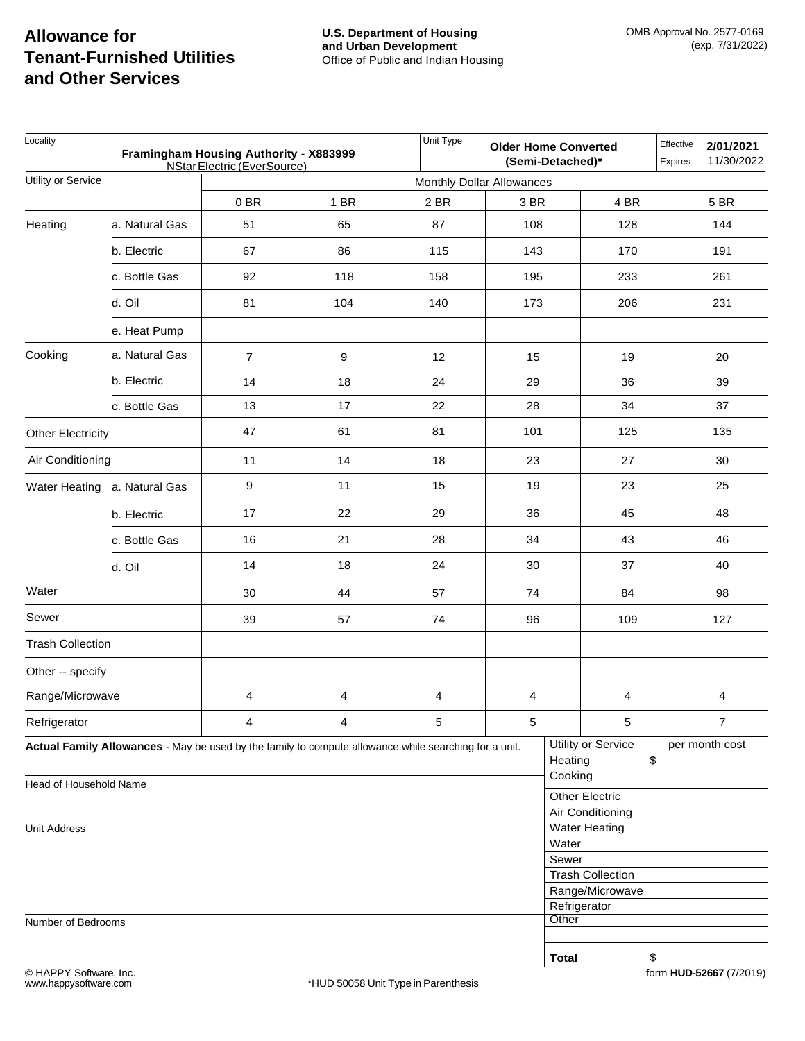# Allowance for Tenant-Furnished Utilities and Other Services

**U.S. Department of Housing and Urban Development**
Office of Public and Indian Housing

OMB Approval No. 2577-0169 (exp. 7/31/2022)

| Locality | | Framingham Housing Authority - X883999<br>NStar Electric (EverSource) | | | Unit Type: Older Home Converted (Semi-Detached)* | Effective 2/01/2021 | Expires 11/30/2022 |
|---|---|---|---|---|---|---|---|
| **Utility or Service** | | **Monthly Dollar Allowances** | | | | | |
| | | **0 BR** | **1 BR** | **2 BR** | **3 BR** | **4 BR** | **5 BR** |
| Heating | a. Natural Gas | 51 | 65 | 87 | 108 | 128 | 144 |
| | b. Electric | 67 | 86 | 115 | 143 | 170 | 191 |
| | c. Bottle Gas | 92 | 118 | 158 | 195 | 233 | 261 |
| | d. Oil | 81 | 104 | 140 | 173 | 206 | 231 |
| | e. Heat Pump | | | | | | |
| Cooking | a. Natural Gas | 7 | 9 | 12 | 15 | 19 | 20 |
| | b. Electric | 14 | 18 | 24 | 29 | 36 | 39 |
| | c. Bottle Gas | 13 | 17 | 22 | 28 | 34 | 37 |
| Other Electricity | | 47 | 61 | 81 | 101 | 125 | 135 |
| Air Conditioning | | 11 | 14 | 18 | 23 | 27 | 30 |
| Water Heating | a. Natural Gas | 9 | 11 | 15 | 19 | 23 | 25 |
| | b. Electric | 17 | 22 | 29 | 36 | 45 | 48 |
| | c. Bottle Gas | 16 | 21 | 28 | 34 | 43 | 46 |
| | d. Oil | 14 | 18 | 24 | 30 | 37 | 40 |
| Water | | 30 | 44 | 57 | 74 | 84 | 98 |
| Sewer | | 39 | 57 | 74 | 96 | 109 | 127 |
| Trash Collection | | | | | | | |
| Other -- specify | | | | | | | |
| Range/Microwave | | 4 | 4 | 4 | 4 | 4 | 4 |
| Refrigerator | | 4 | 4 | 5 | 5 | 5 | 7 |

**Actual Family Allowances** - May be used by the family to compute allowance while searching for a unit.

Head of Household Name

Unit Address

Number of Bedrooms

| Utility or Service | per month cost |
|---|---|
| Heating | $ |
| Cooking | |
| Other Electric | |
| Air Conditioning | |
| Water Heating | |
| Water | |
| Sewer | |
| Trash Collection | |
| Range/Microwave | |
| Refrigerator | |
| Other | |
| | |
| **Total** | $ |

© HAPPY Software, Inc.
www.happysoftware.com

*HUD 50058 Unit Type in Parenthesis

form **HUD-52667** (7/2019)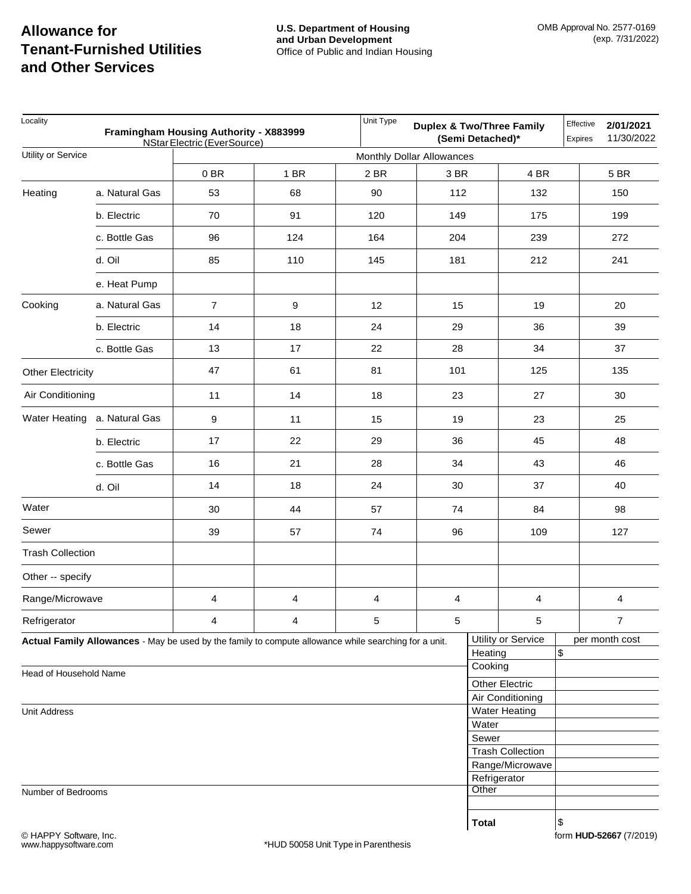# Allowance for Tenant-Furnished Utilities and Other Services

**U.S. Department of Housing and Urban Development**
Office of Public and Indian Housing

OMB Approval No. 2577-0169 (exp. 7/31/2022)

| Locality | | | Unit Type | | Effective | Expires |
|---|---|---|---|---|---|---|
| **Framingham Housing Authority - X883999** NStar Electric (EverSource) | | | **Duplex & Two/Three Family (Semi Detached)*** | | **2/01/2021** | 11/30/2022 |

| Utility or Service | | Monthly Dollar Allowances | | | | | |
|---|---|---|---|---|---|---|---|
| | | 0 BR | 1 BR | 2 BR | 3 BR | 4 BR | 5 BR |
| Heating | a. Natural Gas | 53 | 68 | 90 | 112 | 132 | 150 |
| | b. Electric | 70 | 91 | 120 | 149 | 175 | 199 |
| | c. Bottle Gas | 96 | 124 | 164 | 204 | 239 | 272 |
| | d. Oil | 85 | 110 | 145 | 181 | 212 | 241 |
| | e. Heat Pump | | | | | | |
| Cooking | a. Natural Gas | 7 | 9 | 12 | 15 | 19 | 20 |
| | b. Electric | 14 | 18 | 24 | 29 | 36 | 39 |
| | c. Bottle Gas | 13 | 17 | 22 | 28 | 34 | 37 |
| Other Electricity | | 47 | 61 | 81 | 101 | 125 | 135 |
| Air Conditioning | | 11 | 14 | 18 | 23 | 27 | 30 |
| Water Heating | a. Natural Gas | 9 | 11 | 15 | 19 | 23 | 25 |
| | b. Electric | 17 | 22 | 29 | 36 | 45 | 48 |
| | c. Bottle Gas | 16 | 21 | 28 | 34 | 43 | 46 |
| | d. Oil | 14 | 18 | 24 | 30 | 37 | 40 |
| Water | | 30 | 44 | 57 | 74 | 84 | 98 |
| Sewer | | 39 | 57 | 74 | 96 | 109 | 127 |
| Trash Collection | | | | | | | |
| Other -- specify | | | | | | | |
| Range/Microwave | | 4 | 4 | 4 | 4 | 4 | 4 |
| Refrigerator | | 4 | 4 | 5 | 5 | 5 | 7 |

**Actual Family Allowances** - May be used by the family to compute allowance while searching for a unit.

Head of Household Name

Unit Address

Number of Bedrooms

| Utility or Service | per month cost |
|---|---|
| Heating | $ |
| Cooking | |
| Other Electric | |
| Air Conditioning | |
| Water Heating | |
| Water | |
| Sewer | |
| Trash Collection | |
| Range/Microwave | |
| Refrigerator | |
| Other | |
| | |
| **Total** | $ |

© HAPPY Software, Inc.
www.happysoftware.com

*HUD 50058 Unit Type in Parenthesis

form **HUD-52667** (7/2019)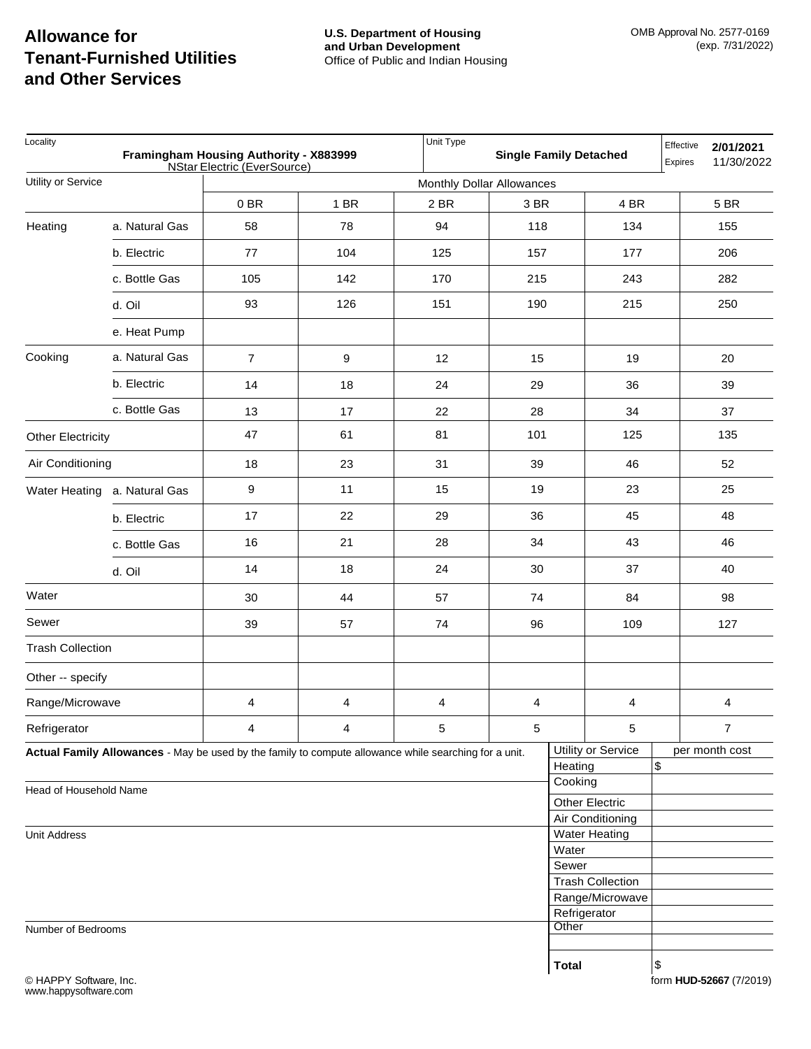# Allowance for Tenant-Furnished Utilities and Other Services

**U.S. Department of Housing and Urban Development**
Office of Public and Indian Housing

OMB Approval No. 2577-0169 (exp. 7/31/2022)

| Locality | | Unit Type | Effective | Expires |
|---|---|---|---|---|
| **Framingham Housing Authority - X883999** NStar Electric (EverSource) | | **Single Family Detached** | **2/01/2021** | 11/30/2022 |

| Utility or Service | | Monthly Dollar Allowances | | | | | |
|---|---|---|---|---|---|---|---|
| | | 0 BR | 1 BR | 2 BR | 3 BR | 4 BR | 5 BR |
| Heating | a. Natural Gas | 58 | 78 | 94 | 118 | 134 | 155 |
| | b. Electric | 77 | 104 | 125 | 157 | 177 | 206 |
| | c. Bottle Gas | 105 | 142 | 170 | 215 | 243 | 282 |
| | d. Oil | 93 | 126 | 151 | 190 | 215 | 250 |
| | e. Heat Pump | | | | | | |
| Cooking | a. Natural Gas | 7 | 9 | 12 | 15 | 19 | 20 |
| | b. Electric | 14 | 18 | 24 | 29 | 36 | 39 |
| | c. Bottle Gas | 13 | 17 | 22 | 28 | 34 | 37 |
| Other Electricity | | 47 | 61 | 81 | 101 | 125 | 135 |
| Air Conditioning | | 18 | 23 | 31 | 39 | 46 | 52 |
| Water Heating | a. Natural Gas | 9 | 11 | 15 | 19 | 23 | 25 |
| | b. Electric | 17 | 22 | 29 | 36 | 45 | 48 |
| | c. Bottle Gas | 16 | 21 | 28 | 34 | 43 | 46 |
| | d. Oil | 14 | 18 | 24 | 30 | 37 | 40 |
| Water | | 30 | 44 | 57 | 74 | 84 | 98 |
| Sewer | | 39 | 57 | 74 | 96 | 109 | 127 |
| Trash Collection | | | | | | | |
| Other -- specify | | | | | | | |
| Range/Microwave | | 4 | 4 | 4 | 4 | 4 | 4 |
| Refrigerator | | 4 | 4 | 5 | 5 | 5 | 7 |

**Actual Family Allowances** - May be used by the family to compute allowance while searching for a unit.

Head of Household Name

Unit Address

Number of Bedrooms

| Utility or Service | per month cost |
|---|---|
| Heating | $ |
| Cooking | |
| Other Electric | |
| Air Conditioning | |
| Water Heating | |
| Water | |
| Sewer | |
| Trash Collection | |
| Range/Microwave | |
| Refrigerator | |
| Other | |
| | |
| **Total** | $ |

© HAPPY Software, Inc.
www.happysoftware.com

form **HUD-52667** (7/2019)